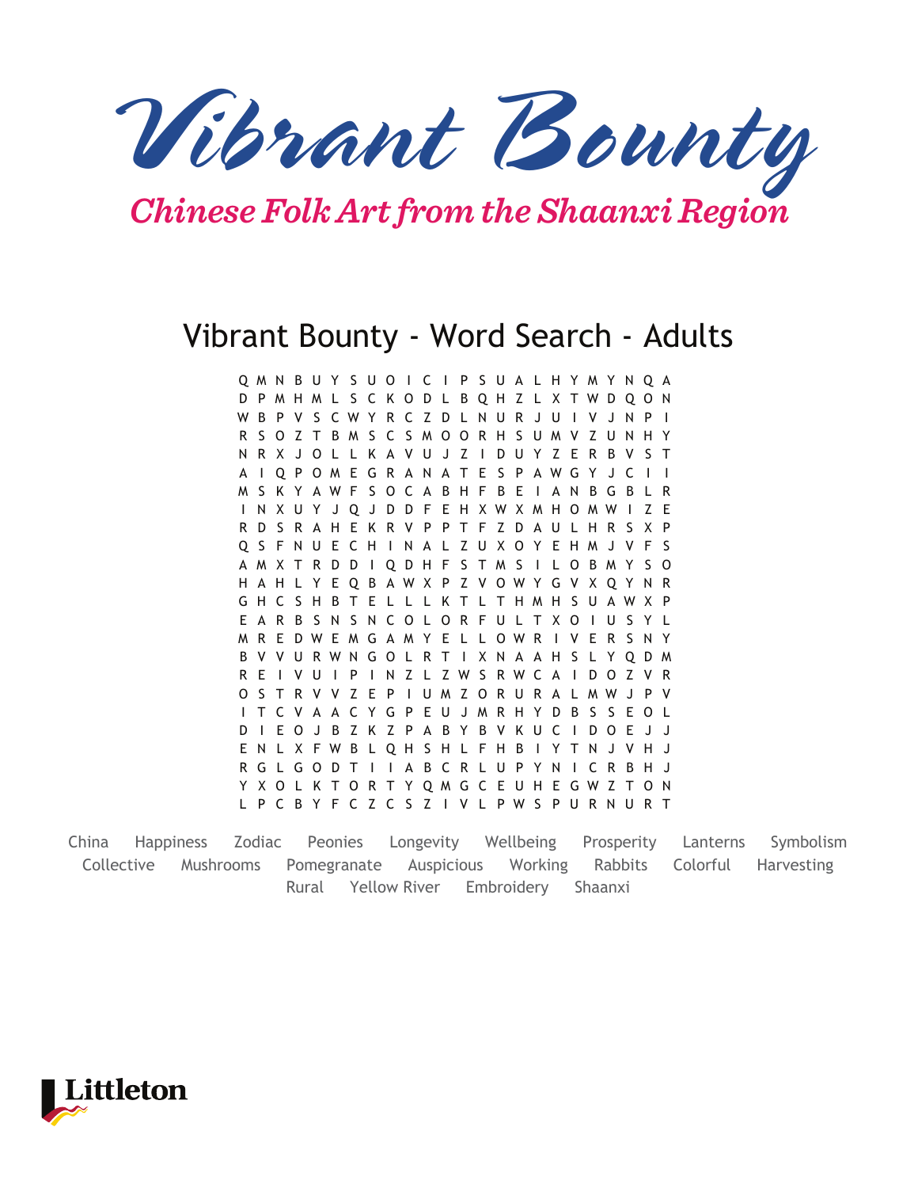# Vibrant Bounty

## Chinese Folk Art from the Shaanxi Region

### Vibrant Bounty - Word Search - Adults

```
Q M N B U Y S U O I C I P S U A L H Y M Y N Q A
D P M H M L S C K O D L B Q H Z L X T W D Q O N
W B P V S C W Y R C Z D L N U R J U I V J N P I
R S O Z T B M S C S M O O R H S U M V Z U N H Y
N R X J O L L K A V U J Z I D U Y Z E R B V S T
A I Q P O M E G R A N A T E S P A W G Y J C I I
M S K Y A W F S O C A B H F B E I A N B G B L R
I N X U Y J Q J D D F E H X W X M H O M W I Z E
R D S R A H E K R V P P T F Z D A U L H R S X P
Q S F N U E C H I N A L Z U X O Y E H M J V F S
A M X T R D D I Q D H F S T M S I L O B M Y S O
H A H L Y E Q B A W X P Z V O W Y G V X Q Y N R
G H C S H B T E L L L K T L T H M H S U A W X P
E A R B S N S N C O L O R F U L T X O I U S Y L
M R E D W E M G A M Y E L L O W R I V E R S N Y
B V V U R W N G O L R T I X N A A H S L Y Q D M
R E I V U I P I N Z L Z W S R W C A I D O Z V R
O S T R V V Z E P I U M Z O R U R A L M W J P V
I T C V A A C Y G P E U J M R H Y D B S S E O L
D I E O J B Z K Z P A B Y B V K U C I D O E J J
E N L X F W B L Q H S H L F H B I Y T N J V H J
R G L G O D T I I A B C R L U P Y N I C R B H J
Y X O L K T O R T Y Q M G C E U H E G W Z T O N
L P C B Y F C Z C S Z I V L P W S P U R N U R T
```

China Happiness Zodiac Peonies Longevity Wellbeing Prosperity Lanterns Symbolism
Collective Mushrooms Pomegranate Auspicious Working Rabbits Colorful Harvesting
Rural Yellow River Embroidery Shaanxi

Littleton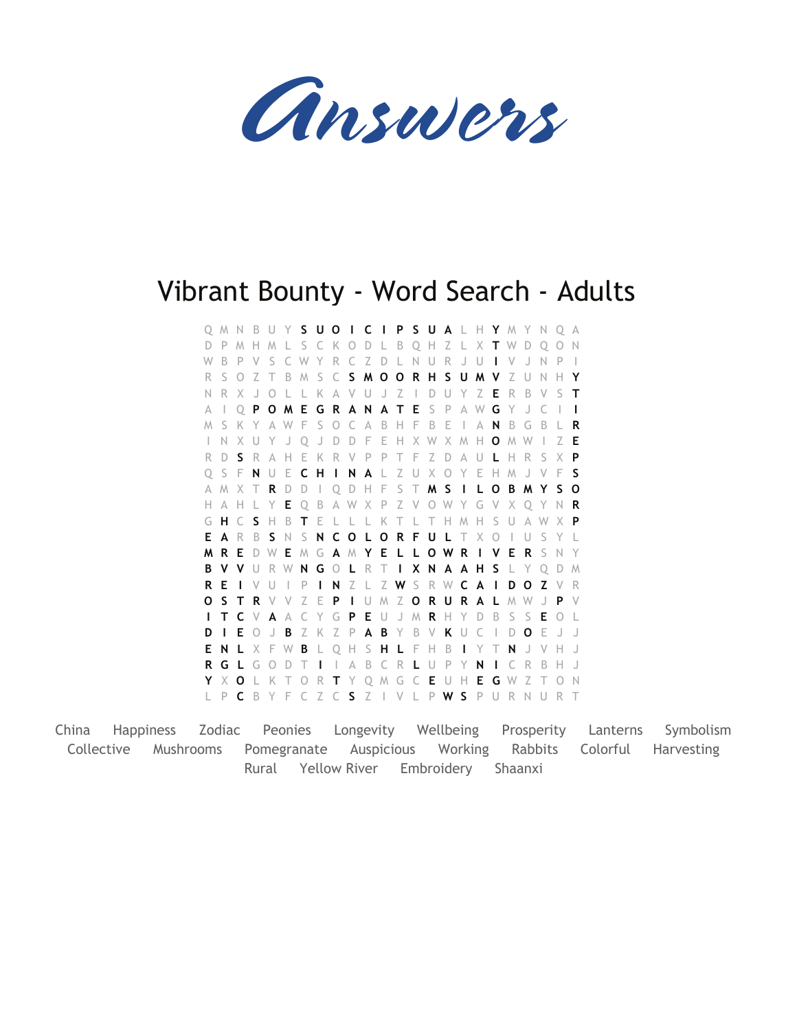# Answers

## Vibrant Bounty - Word Search - Adults

```
Q M N B U Y S U O I C I P S U A L H Y M Y N Q A
D P M H M L S C K O D L B Q H Z L X T W D Q O N
W B P V S C W Y R C Z D L N U R J U I V J N P I
R S O Z T B M S C S M O O R H S U M V Z U N H Y
N R X J O L L K A V U J Z I D U Y Z E R B V S T
A I Q P O M E G R A N A T E S P A W G Y J C I I
M S K Y A W F S O C A B H F B E I A N B G B L R
I N X U Y J Q J D D F E H X W X M H O M W I Z E
R D S R A H E K R V P P T F Z D A U L H R S X P
Q S F N U E C H I N A L Z U X O Y E H M J V F S
A M X T R D D I Q D H F S T M S I L O B M Y S O
H A H L Y E Q B A W X P Z V O W Y G V X Q Y N R
G H C S H B T E L L L K T L T H M H S U A W X P
E A R B S N S N C O L O R F U L T X O I U S Y L
M R E D W E M G A M Y E L L O W R I V E R S N Y
B V V U R W N G O L R T I X N A A H S L Y Q D M
R E I V U I P I N Z L Z W S R W C A I D O Z V R
O S T R V V Z E P I U M Z O R U R A L M W J P V
I T C V A A C Y G P E U J M R H Y D B S S E O L
D I E O J B Z K Z P A B Y B V K U C I D O E J J
E N L X F W B L Q H S H L F H B I Y T N J V H J
R G L G O D T I I A B C R L U P Y N I C R B H J
Y X O L K T O R T Y Q M G C E U H E G W Z T O N
L P C B Y F C Z C S Z I V L P W S P U R N U R T
```

China Happiness Zodiac Peonies Longevity Wellbeing Prosperity Lanterns Symbolism Collective Mushrooms Pomegranate Auspicious Working Rabbits Colorful Harvesting Rural Yellow River Embroidery Shaanxi